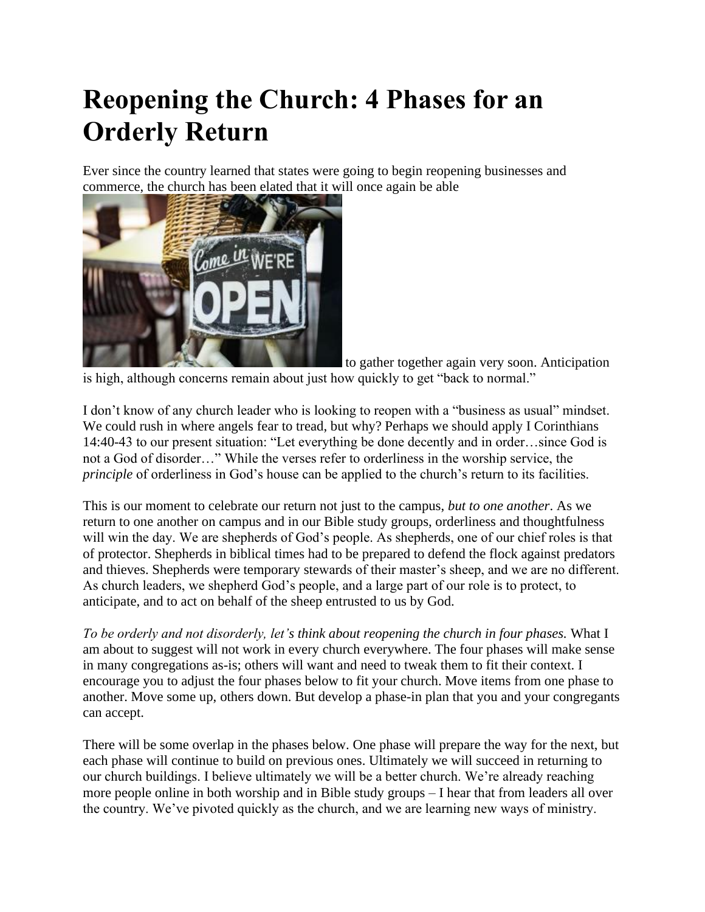# Reopening the Church: 4 Phases for an Orderly Return

Ever since the country learned that states were going to begin reopening businesses and commerce, the church has been elated that it will once again be able to gather together again very soon. Anticipation is high, although concerns remain about just how quickly to get "back to normal."

I don't know of any church leader who is looking to reopen with a "business as usual" mindset. We could rush in where angels fear to tread, but why? Perhaps we should apply I Corinthians 14:40-43 to our present situation: "Let everything be done decently and in order…since God is not a God of disorder…" While the verses refer to orderliness in the worship service, the *principle* of orderliness in God's house can be applied to the church's return to its facilities.

This is our moment to celebrate our return not just to the campus, *but to one another*. As we return to one another on campus and in our Bible study groups, orderliness and thoughtfulness will win the day. We are shepherds of God's people. As shepherds, one of our chief roles is that of protector. Shepherds in biblical times had to be prepared to defend the flock against predators and thieves. Shepherds were temporary stewards of their master's sheep, and we are no different. As church leaders, we shepherd God's people, and a large part of our role is to protect, to anticipate, and to act on behalf of the sheep entrusted to us by God.

*To be orderly and not disorderly, let's think about reopening the church in four phases.* What I am about to suggest will not work in every church everywhere. The four phases will make sense in many congregations as-is; others will want and need to tweak them to fit their context. I encourage you to adjust the four phases below to fit your church. Move items from one phase to another. Move some up, others down. But develop a phase-in plan that you and your congregants can accept.

There will be some overlap in the phases below. One phase will prepare the way for the next, but each phase will continue to build on previous ones. Ultimately we will succeed in returning to our church buildings. I believe ultimately we will be a better church. We're already reaching more people online in both worship and in Bible study groups – I hear that from leaders all over the country. We've pivoted quickly as the church, and we are learning new ways of ministry.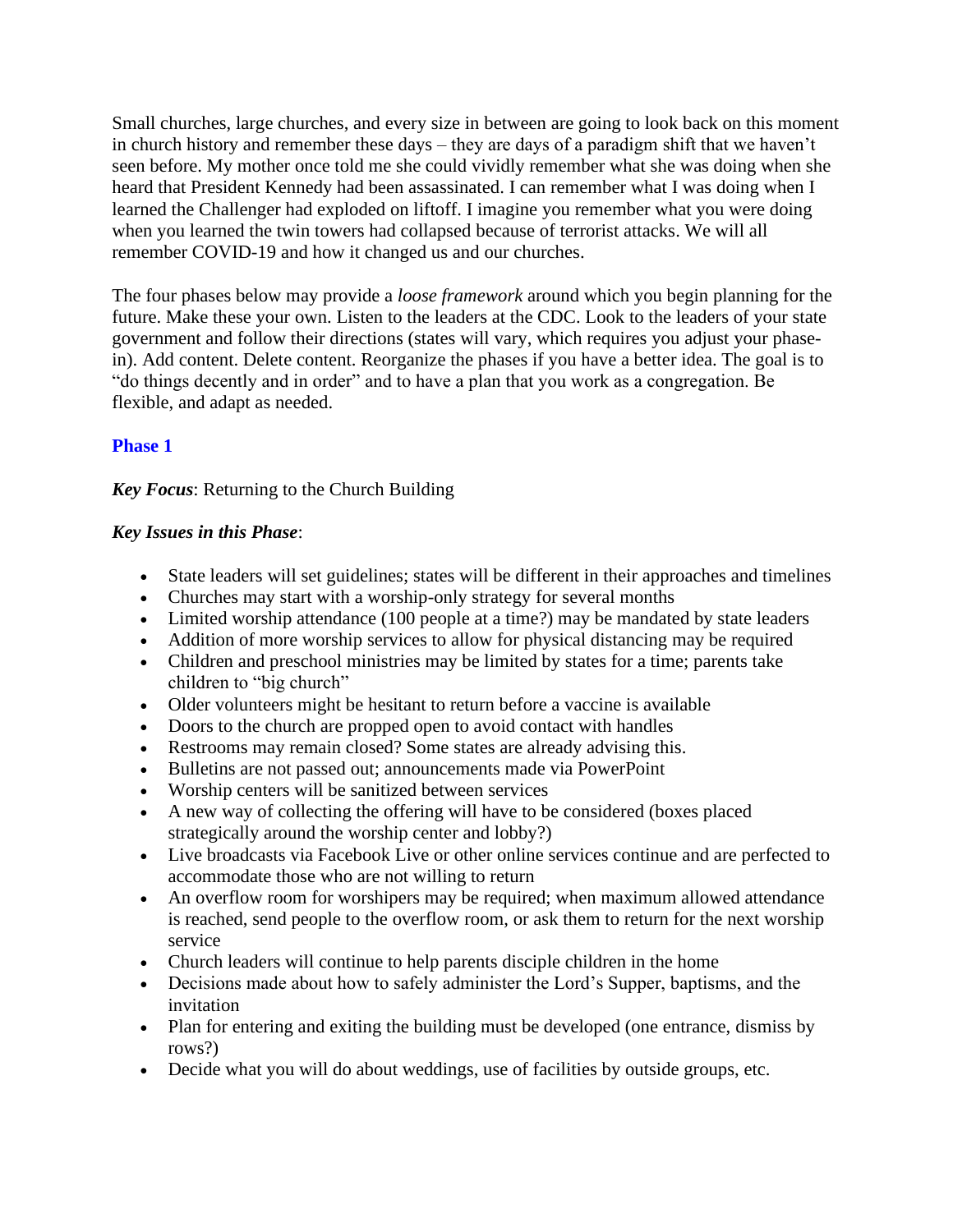Small churches, large churches, and every size in between are going to look back on this moment in church history and remember these days – they are days of a paradigm shift that we haven't seen before. My mother once told me she could vividly remember what she was doing when she heard that President Kennedy had been assassinated. I can remember what I was doing when I learned the Challenger had exploded on liftoff. I imagine you remember what you were doing when you learned the twin towers had collapsed because of terrorist attacks. We will all remember COVID-19 and how it changed us and our churches.

The four phases below may provide a *loose framework* around which you begin planning for the future. Make these your own. Listen to the leaders at the CDC. Look to the leaders of your state government and follow their directions (states will vary, which requires you adjust your phase-in). Add content. Delete content. Reorganize the phases if you have a better idea. The goal is to "do things decently and in order" and to have a plan that you work as a congregation. Be flexible, and adapt as needed.

## Phase 1

***Key Focus***: Returning to the Church Building

***Key Issues in this Phase***:

- State leaders will set guidelines; states will be different in their approaches and timelines
- Churches may start with a worship-only strategy for several months
- Limited worship attendance (100 people at a time?) may be mandated by state leaders
- Addition of more worship services to allow for physical distancing may be required
- Children and preschool ministries may be limited by states for a time; parents take children to "big church"
- Older volunteers might be hesitant to return before a vaccine is available
- Doors to the church are propped open to avoid contact with handles
- Restrooms may remain closed? Some states are already advising this.
- Bulletins are not passed out; announcements made via PowerPoint
- Worship centers will be sanitized between services
- A new way of collecting the offering will have to be considered (boxes placed strategically around the worship center and lobby?)
- Live broadcasts via Facebook Live or other online services continue and are perfected to accommodate those who are not willing to return
- An overflow room for worshipers may be required; when maximum allowed attendance is reached, send people to the overflow room, or ask them to return for the next worship service
- Church leaders will continue to help parents disciple children in the home
- Decisions made about how to safely administer the Lord's Supper, baptisms, and the invitation
- Plan for entering and exiting the building must be developed (one entrance, dismiss by rows?)
- Decide what you will do about weddings, use of facilities by outside groups, etc.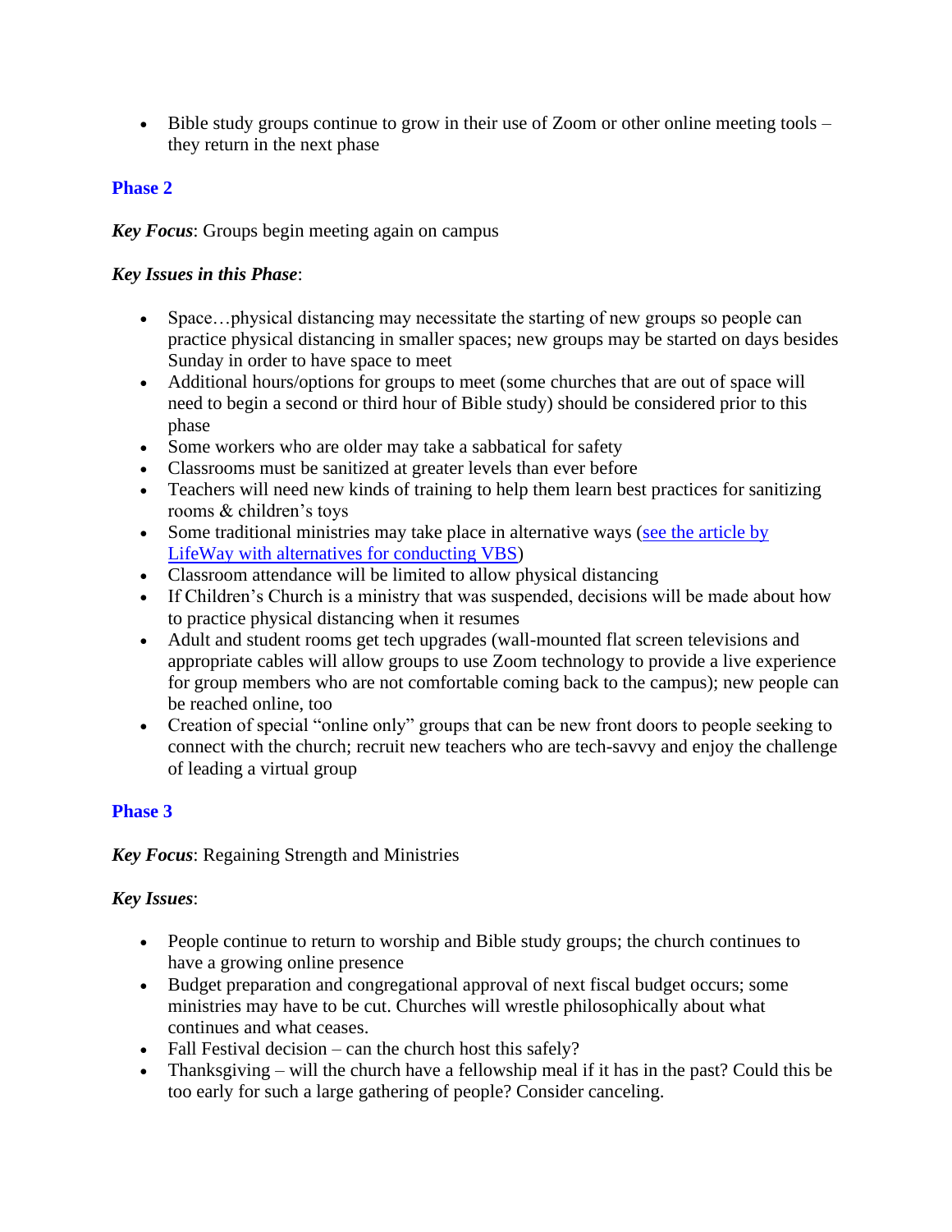- Bible study groups continue to grow in their use of Zoom or other online meeting tools – they return in the next phase

## Phase 2

***Key Focus***: Groups begin meeting again on campus

***Key Issues in this Phase***:

- Space…physical distancing may necessitate the starting of new groups so people can practice physical distancing in smaller spaces; new groups may be started on days besides Sunday in order to have space to meet
- Additional hours/options for groups to meet (some churches that are out of space will need to begin a second or third hour of Bible study) should be considered prior to this phase
- Some workers who are older may take a sabbatical for safety
- Classrooms must be sanitized at greater levels than ever before
- Teachers will need new kinds of training to help them learn best practices for sanitizing rooms & children's toys
- Some traditional ministries may take place in alternative ways (see the article by LifeWay with alternatives for conducting VBS)
- Classroom attendance will be limited to allow physical distancing
- If Children's Church is a ministry that was suspended, decisions will be made about how to practice physical distancing when it resumes
- Adult and student rooms get tech upgrades (wall-mounted flat screen televisions and appropriate cables will allow groups to use Zoom technology to provide a live experience for group members who are not comfortable coming back to the campus); new people can be reached online, too
- Creation of special "online only" groups that can be new front doors to people seeking to connect with the church; recruit new teachers who are tech-savvy and enjoy the challenge of leading a virtual group

## Phase 3

***Key Focus***: Regaining Strength and Ministries

***Key Issues***:

- People continue to return to worship and Bible study groups; the church continues to have a growing online presence
- Budget preparation and congregational approval of next fiscal budget occurs; some ministries may have to be cut. Churches will wrestle philosophically about what continues and what ceases.
- Fall Festival decision – can the church host this safely?
- Thanksgiving – will the church have a fellowship meal if it has in the past? Could this be too early for such a large gathering of people? Consider canceling.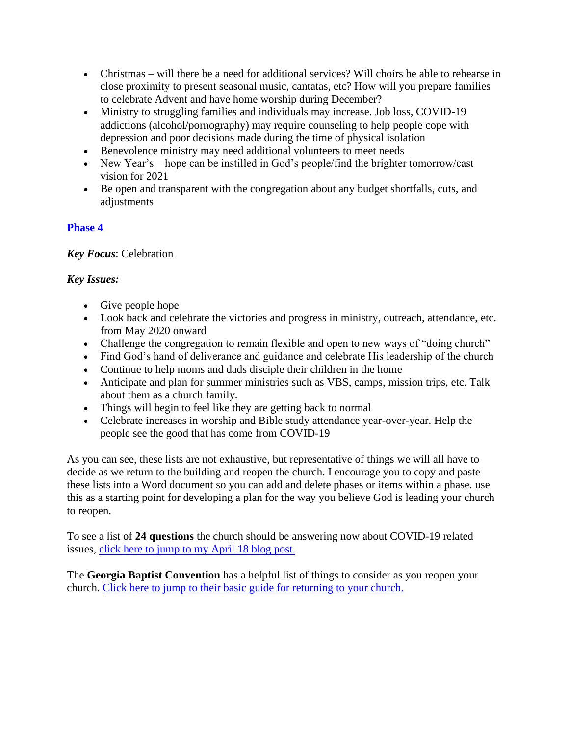- Christmas – will there be a need for additional services? Will choirs be able to rehearse in close proximity to present seasonal music, cantatas, etc? How will you prepare families to celebrate Advent and have home worship during December?
- Ministry to struggling families and individuals may increase. Job loss, COVID-19 addictions (alcohol/pornography) may require counseling to help people cope with depression and poor decisions made during the time of physical isolation
- Benevolence ministry may need additional volunteers to meet needs
- New Year's – hope can be instilled in God's people/find the brighter tomorrow/cast vision for 2021
- Be open and transparent with the congregation about any budget shortfalls, cuts, and adjustments

### Phase 4

***Key Focus***: Celebration

***Key Issues:***

- Give people hope
- Look back and celebrate the victories and progress in ministry, outreach, attendance, etc. from May 2020 onward
- Challenge the congregation to remain flexible and open to new ways of "doing church"
- Find God's hand of deliverance and guidance and celebrate His leadership of the church
- Continue to help moms and dads disciple their children in the home
- Anticipate and plan for summer ministries such as VBS, camps, mission trips, etc. Talk about them as a church family.
- Things will begin to feel like they are getting back to normal
- Celebrate increases in worship and Bible study attendance year-over-year. Help the people see the good that has come from COVID-19

As you can see, these lists are not exhaustive, but representative of things we will all have to decide as we return to the building and reopen the church. I encourage you to copy and paste these lists into a Word document so you can add and delete phases or items within a phase. use this as a starting point for developing a plan for the way you believe God is leading your church to reopen.

To see a list of **24 questions** the church should be answering now about COVID-19 related issues, click here to jump to my April 18 blog post.

The **Georgia Baptist Convention** has a helpful list of things to consider as you reopen your church. Click here to jump to their basic guide for returning to your church.